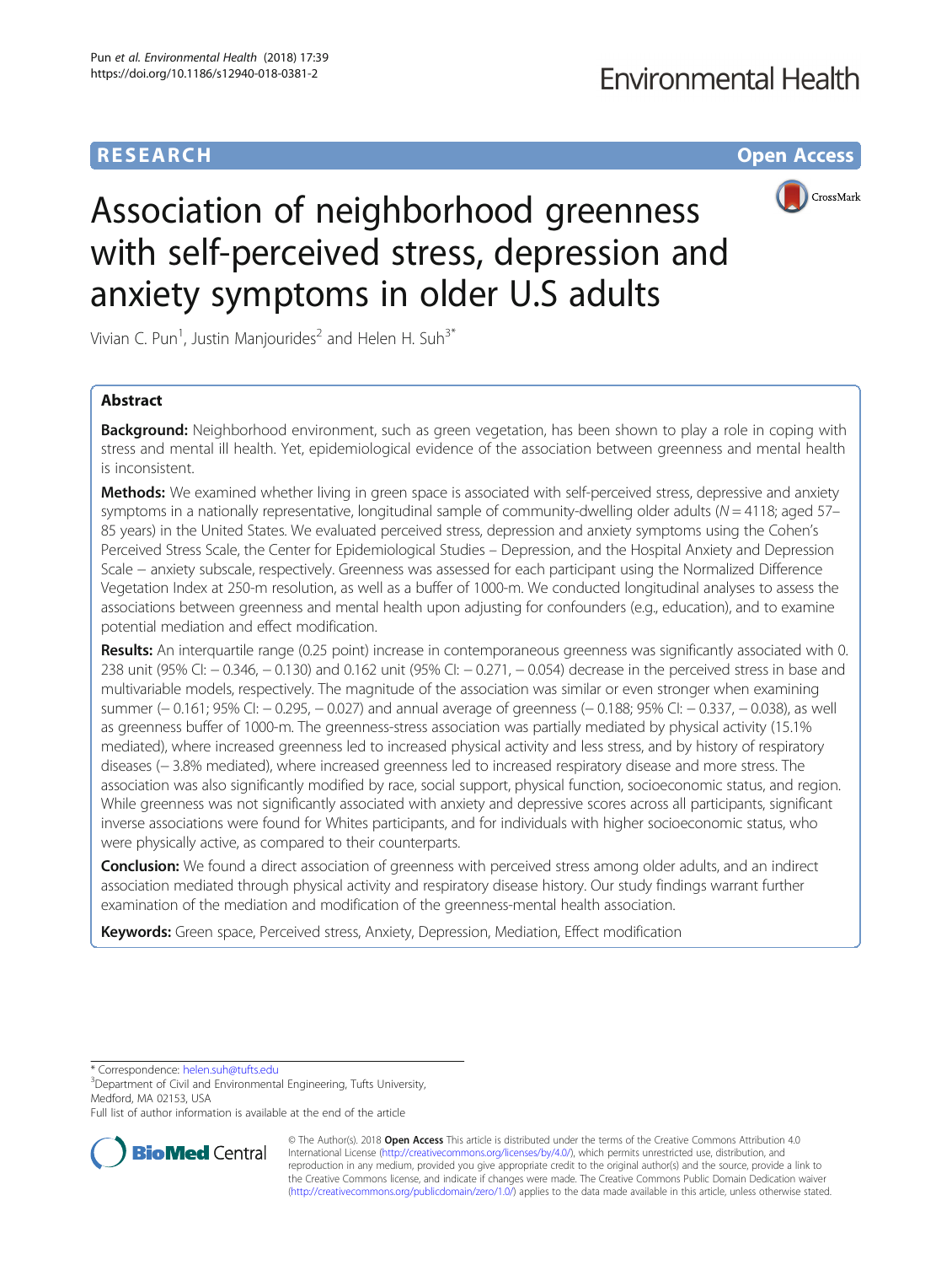# Association of neighborhood greenness with self-perceived stress, depression and anxiety symptoms in older U.S adults

Vivian C. Pun[1], Justin Manjourides[2] and Helen H. Suh[3*]

## Abstract

**Background:** Neighborhood environment, such as green vegetation, has been shown to play a role in coping with stress and mental ill health. Yet, epidemiological evidence of the association between greenness and mental health is inconsistent.

**Methods:** We examined whether living in green space is associated with self-perceived stress, depressive and anxiety symptoms in a nationally representative, longitudinal sample of community-dwelling older adults ($N = 4118$; aged 57–85 years) in the United States. We evaluated perceived stress, depression and anxiety symptoms using the Cohen's Perceived Stress Scale, the Center for Epidemiological Studies – Depression, and the Hospital Anxiety and Depression Scale – anxiety subscale, respectively. Greenness was assessed for each participant using the Normalized Difference Vegetation Index at 250-m resolution, as well as a buffer of 1000-m. We conducted longitudinal analyses to assess the associations between greenness and mental health upon adjusting for confounders (e.g., education), and to examine potential mediation and effect modification.

**Results:** An interquartile range (0.25 point) increase in contemporaneous greenness was significantly associated with 0.238 unit (95% CI: − 0.346, − 0.130) and 0.162 unit (95% CI: − 0.271, − 0.054) decrease in the perceived stress in base and multivariable models, respectively. The magnitude of the association was similar or even stronger when examining summer (− 0.161; 95% CI: − 0.295, − 0.027) and annual average of greenness (− 0.188; 95% CI: − 0.337, − 0.038), as well as greenness buffer of 1000-m. The greenness-stress association was partially mediated by physical activity (15.1% mediated), where increased greenness led to increased physical activity and less stress, and by history of respiratory diseases (− 3.8% mediated), where increased greenness led to increased respiratory disease and more stress. The association was also significantly modified by race, social support, physical function, socioeconomic status, and region. While greenness was not significantly associated with anxiety and depressive scores across all participants, significant inverse associations were found for Whites participants, and for individuals with higher socioeconomic status, who were physically active, as compared to their counterparts.

**Conclusion:** We found a direct association of greenness with perceived stress among older adults, and an indirect association mediated through physical activity and respiratory disease history. Our study findings warrant further examination of the mediation and modification of the greenness-mental health association.

**Keywords:** Green space, Perceived stress, Anxiety, Depression, Mediation, Effect modification

---

* Correspondence: helen.suh@tufts.edu

[3]Department of Civil and Environmental Engineering, Tufts University, Medford, MA 02153, USA

Full list of author information is available at the end of the article

© The Author(s). 2018 **Open Access** This article is distributed under the terms of the Creative Commons Attribution 4.0 International License (http://creativecommons.org/licenses/by/4.0/), which permits unrestricted use, distribution, and reproduction in any medium, provided you give appropriate credit to the original author(s) and the source, provide a link to the Creative Commons license, and indicate if changes were made. The Creative Commons Public Domain Dedication waiver (http://creativecommons.org/publicdomain/zero/1.0/) applies to the data made available in this article, unless otherwise stated.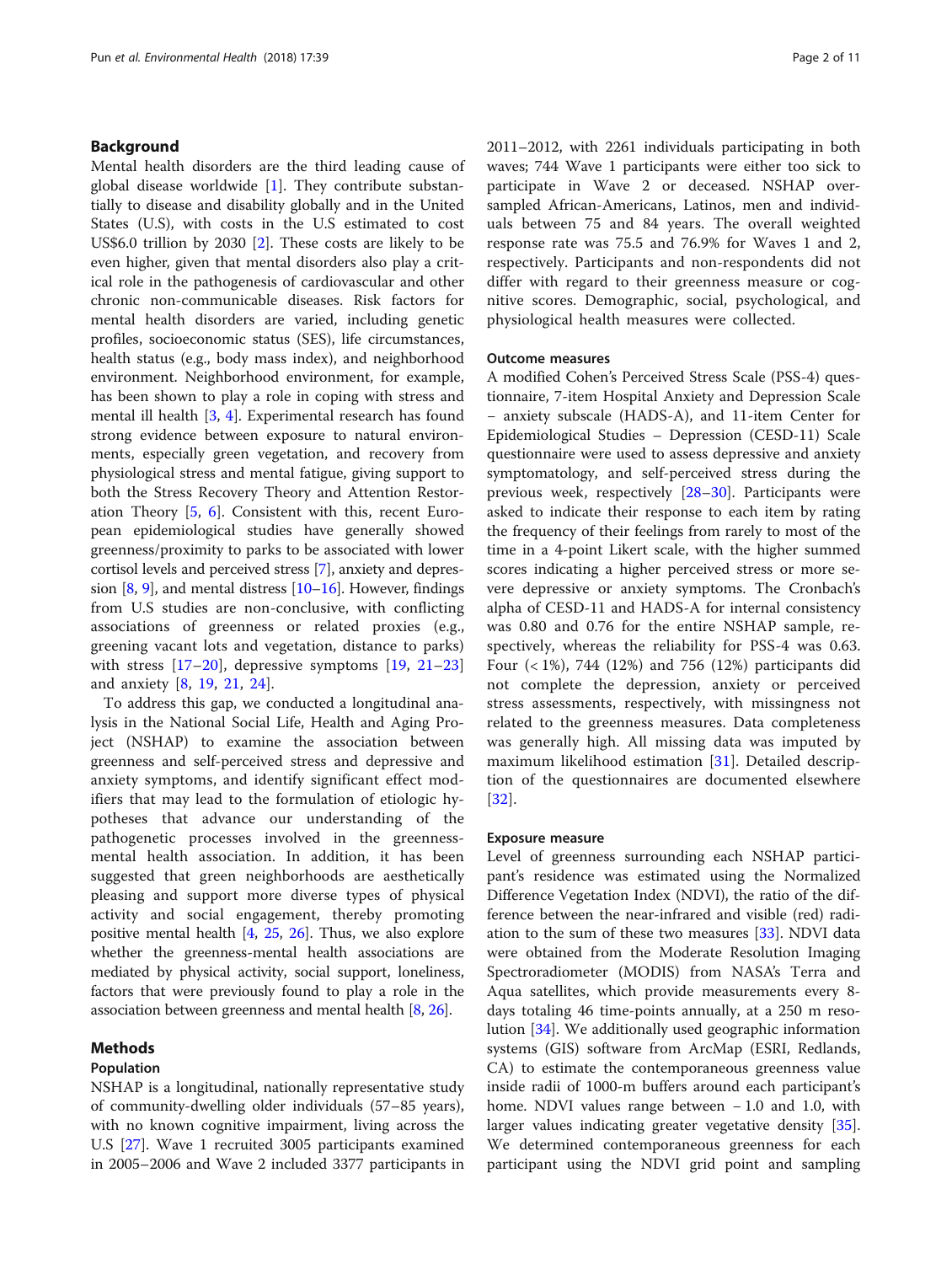## Background

Mental health disorders are the third leading cause of global disease worldwide [1]. They contribute substantially to disease and disability globally and in the United States (U.S), with costs in the U.S estimated to cost US$6.0 trillion by 2030 [2]. These costs are likely to be even higher, given that mental disorders also play a critical role in the pathogenesis of cardiovascular and other chronic non-communicable diseases. Risk factors for mental health disorders are varied, including genetic profiles, socioeconomic status (SES), life circumstances, health status (e.g., body mass index), and neighborhood environment. Neighborhood environment, for example, has been shown to play a role in coping with stress and mental ill health [3, 4]. Experimental research has found strong evidence between exposure to natural environments, especially green vegetation, and recovery from physiological stress and mental fatigue, giving support to both the Stress Recovery Theory and Attention Restoration Theory [5, 6]. Consistent with this, recent European epidemiological studies have generally showed greenness/proximity to parks to be associated with lower cortisol levels and perceived stress [7], anxiety and depression [8, 9], and mental distress [10–16]. However, findings from U.S studies are non-conclusive, with conflicting associations of greenness or related proxies (e.g., greening vacant lots and vegetation, distance to parks) with stress [17–20], depressive symptoms [19, 21–23] and anxiety [8, 19, 21, 24].

To address this gap, we conducted a longitudinal analysis in the National Social Life, Health and Aging Project (NSHAP) to examine the association between greenness and self-perceived stress and depressive and anxiety symptoms, and identify significant effect modifiers that may lead to the formulation of etiologic hypotheses that advance our understanding of the pathogenetic processes involved in the greenness-mental health association. In addition, it has been suggested that green neighborhoods are aesthetically pleasing and support more diverse types of physical activity and social engagement, thereby promoting positive mental health [4, 25, 26]. Thus, we also explore whether the greenness-mental health associations are mediated by physical activity, social support, loneliness, factors that were previously found to play a role in the association between greenness and mental health [8, 26].

## Methods

### Population

NSHAP is a longitudinal, nationally representative study of community-dwelling older individuals (57–85 years), with no known cognitive impairment, living across the U.S [27]. Wave 1 recruited 3005 participants examined in 2005–2006 and Wave 2 included 3377 participants in 2011–2012, with 2261 individuals participating in both waves; 744 Wave 1 participants were either too sick to participate in Wave 2 or deceased. NSHAP oversampled African-Americans, Latinos, men and individuals between 75 and 84 years. The overall weighted response rate was 75.5 and 76.9% for Waves 1 and 2, respectively. Participants and non-respondents did not differ with regard to their greenness measure or cognitive scores. Demographic, social, psychological, and physiological health measures were collected.

### Outcome measures

A modified Cohen's Perceived Stress Scale (PSS-4) questionnaire, 7-item Hospital Anxiety and Depression Scale – anxiety subscale (HADS-A), and 11-item Center for Epidemiological Studies – Depression (CESD-11) Scale questionnaire were used to assess depressive and anxiety symptomatology, and self-perceived stress during the previous week, respectively [28–30]. Participants were asked to indicate their response to each item by rating the frequency of their feelings from rarely to most of the time in a 4-point Likert scale, with the higher summed scores indicating a higher perceived stress or more severe depressive or anxiety symptoms. The Cronbach's alpha of CESD-11 and HADS-A for internal consistency was 0.80 and 0.76 for the entire NSHAP sample, respectively, whereas the reliability for PSS-4 was 0.63. Four (< 1%), 744 (12%) and 756 (12%) participants did not complete the depression, anxiety or perceived stress assessments, respectively, with missingness not related to the greenness measures. Data completeness was generally high. All missing data was imputed by maximum likelihood estimation [31]. Detailed description of the questionnaires are documented elsewhere [32].

### Exposure measure

Level of greenness surrounding each NSHAP participant's residence was estimated using the Normalized Difference Vegetation Index (NDVI), the ratio of the difference between the near-infrared and visible (red) radiation to the sum of these two measures [33]. NDVI data were obtained from the Moderate Resolution Imaging Spectroradiometer (MODIS) from NASA's Terra and Aqua satellites, which provide measurements every 8-days totaling 46 time-points annually, at a 250 m resolution [34]. We additionally used geographic information systems (GIS) software from ArcMap (ESRI, Redlands, CA) to estimate the contemporaneous greenness value inside radii of 1000-m buffers around each participant's home. NDVI values range between − 1.0 and 1.0, with larger values indicating greater vegetative density [35]. We determined contemporaneous greenness for each participant using the NDVI grid point and sampling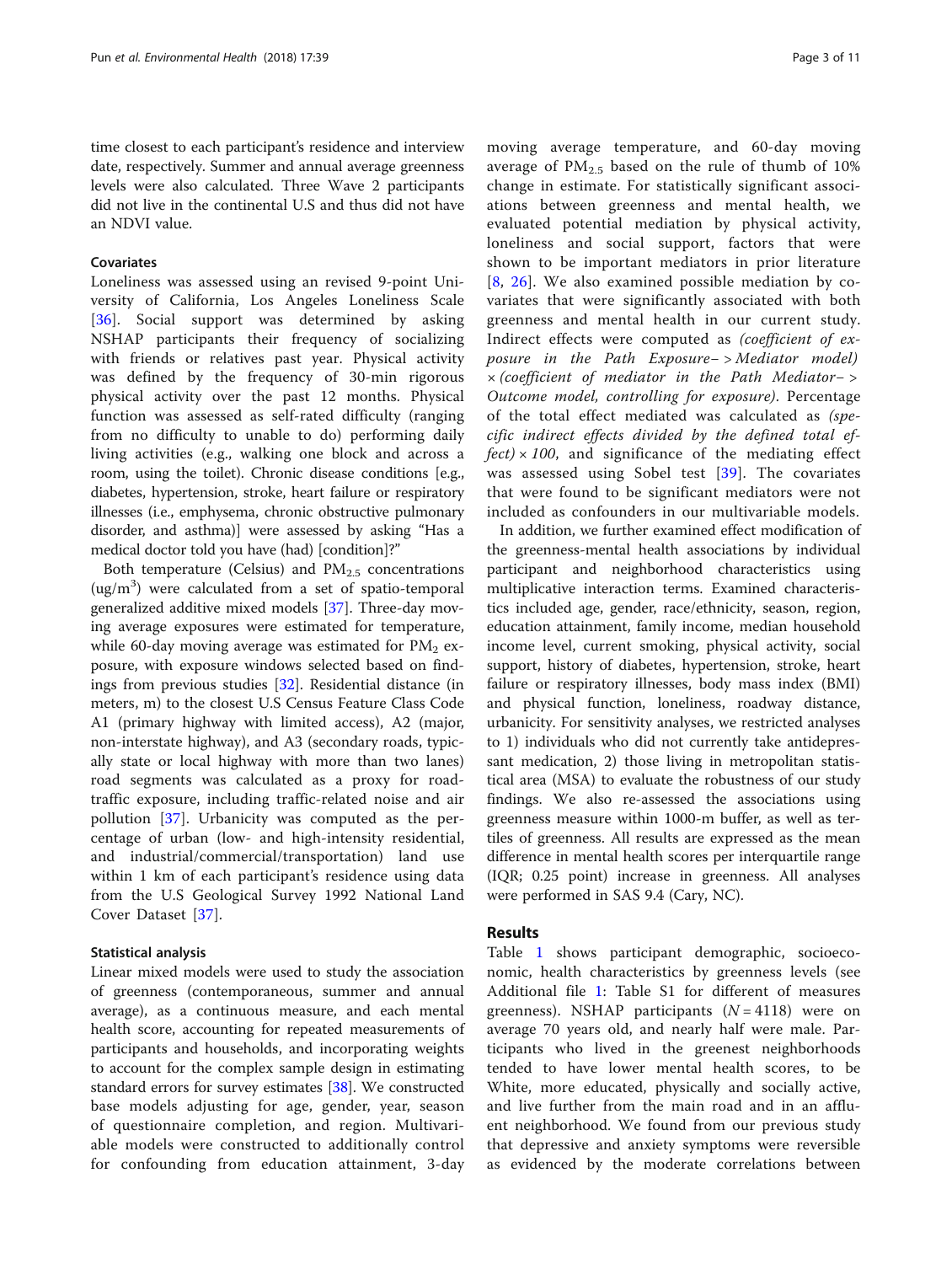time closest to each participant's residence and interview date, respectively. Summer and annual average greenness levels were also calculated. Three Wave 2 participants did not live in the continental U.S and thus did not have an NDVI value.

### Covariates

Loneliness was assessed using an revised 9-point University of California, Los Angeles Loneliness Scale [36]. Social support was determined by asking NSHAP participants their frequency of socializing with friends or relatives past year. Physical activity was defined by the frequency of 30-min rigorous physical activity over the past 12 months. Physical function was assessed as self-rated difficulty (ranging from no difficulty to unable to do) performing daily living activities (e.g., walking one block and across a room, using the toilet). Chronic disease conditions [e.g., diabetes, hypertension, stroke, heart failure or respiratory illnesses (i.e., emphysema, chronic obstructive pulmonary disorder, and asthma)] were assessed by asking "Has a medical doctor told you have (had) [condition]?"

Both temperature (Celsius) and $PM_{2.5}$ concentrations ($ug/m^3$) were calculated from a set of spatio-temporal generalized additive mixed models [37]. Three-day moving average exposures were estimated for temperature, while 60-day moving average was estimated for $PM_2$ exposure, with exposure windows selected based on findings from previous studies [32]. Residential distance (in meters, m) to the closest U.S Census Feature Class Code A1 (primary highway with limited access), A2 (major, non-interstate highway), and A3 (secondary roads, typically state or local highway with more than two lanes) road segments was calculated as a proxy for road-traffic exposure, including traffic-related noise and air pollution [37]. Urbanicity was computed as the percentage of urban (low- and high-intensity residential, and industrial/commercial/transportation) land use within 1 km of each participant's residence using data from the U.S Geological Survey 1992 National Land Cover Dataset [37].

### Statistical analysis

Linear mixed models were used to study the association of greenness (contemporaneous, summer and annual average), as a continuous measure, and each mental health score, accounting for repeated measurements of participants and households, and incorporating weights to account for the complex sample design in estimating standard errors for survey estimates [38]. We constructed base models adjusting for age, gender, year, season of questionnaire completion, and region. Multivariable models were constructed to additionally control for confounding from education attainment, 3-day moving average temperature, and 60-day moving average of $PM_{2.5}$ based on the rule of thumb of 10% change in estimate. For statistically significant associations between greenness and mental health, we evaluated potential mediation by physical activity, loneliness and social support, factors that were shown to be important mediators in prior literature [8, 26]. We also examined possible mediation by covariates that were significantly associated with both greenness and mental health in our current study. Indirect effects were computed as *(coefficient of exposure in the Path Exposure− > Mediator model) × (coefficient of mediator in the Path Mediator− > Outcome model, controlling for exposure)*. Percentage of the total effect mediated was calculated as *(specific indirect effects divided by the defined total effect) × 100*, and significance of the mediating effect was assessed using Sobel test [39]. The covariates that were found to be significant mediators were not included as confounders in our multivariable models.

In addition, we further examined effect modification of the greenness-mental health associations by individual participant and neighborhood characteristics using multiplicative interaction terms. Examined characteristics included age, gender, race/ethnicity, season, region, education attainment, family income, median household income level, current smoking, physical activity, social support, history of diabetes, hypertension, stroke, heart failure or respiratory illnesses, body mass index (BMI) and physical function, loneliness, roadway distance, urbanicity. For sensitivity analyses, we restricted analyses to 1) individuals who did not currently take antidepressant medication, 2) those living in metropolitan statistical area (MSA) to evaluate the robustness of our study findings. We also re-assessed the associations using greenness measure within 1000-m buffer, as well as tertiles of greenness. All results are expressed as the mean difference in mental health scores per interquartile range (IQR; 0.25 point) increase in greenness. All analyses were performed in SAS 9.4 (Cary, NC).

## Results

Table 1 shows participant demographic, socioeconomic, health characteristics by greenness levels (see Additional file 1: Table S1 for different of measures greenness). NSHAP participants ($N = 4118$) were on average 70 years old, and nearly half were male. Participants who lived in the greenest neighborhoods tended to have lower mental health scores, to be White, more educated, physically and socially active, and live further from the main road and in an affluent neighborhood. We found from our previous study that depressive and anxiety symptoms were reversible as evidenced by the moderate correlations between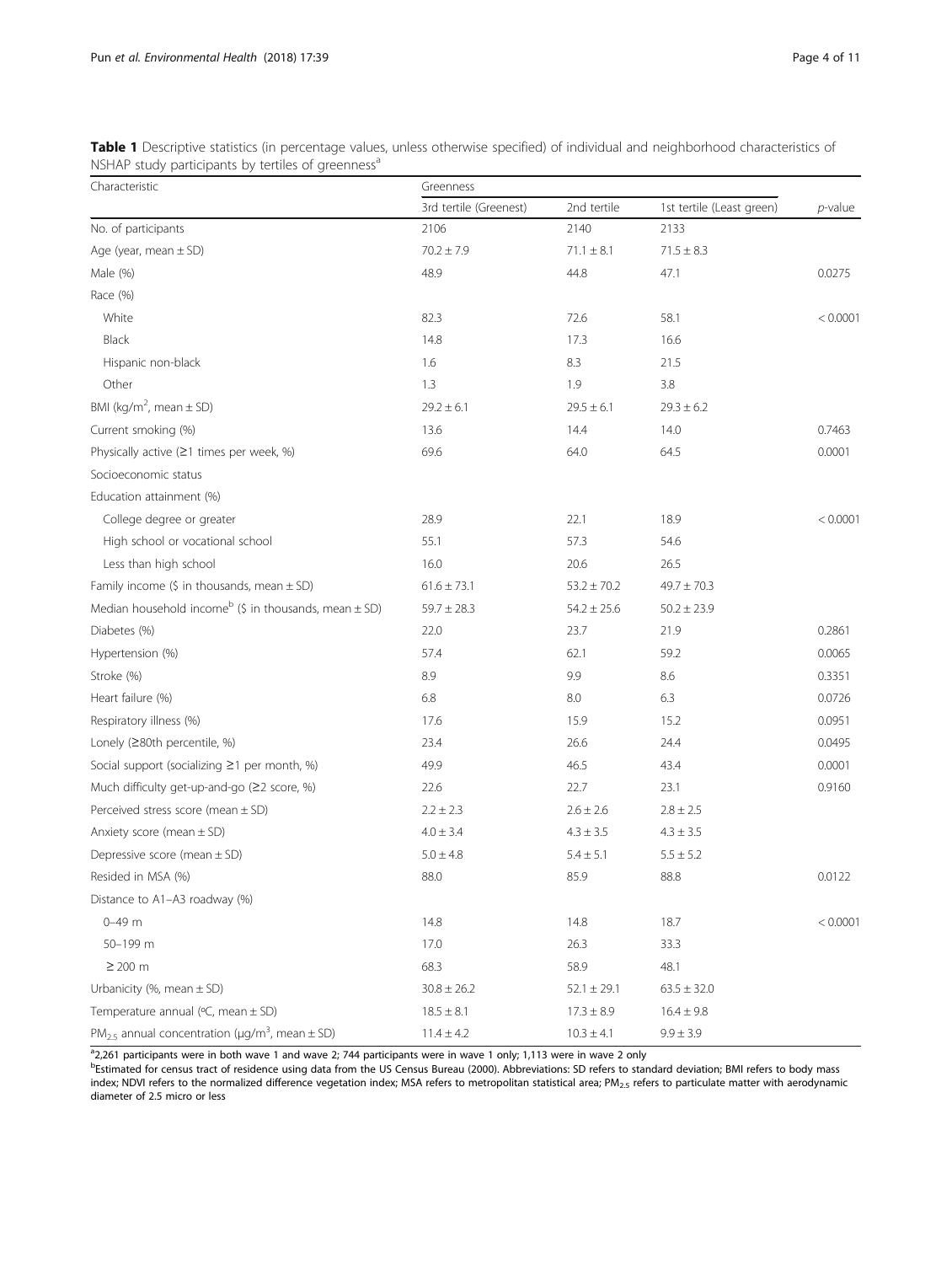**Table 1** Descriptive statistics (in percentage values, unless otherwise specified) of individual and neighborhood characteristics of NSHAP study participants by tertiles of greenness[a]

| Characteristic | Greenness | | | |
|---|---|---|---|---|
| | 3rd tertile (Greenest) | 2nd tertile | 1st tertile (Least green) | *p*-value |
| No. of participants | 2106 | 2140 | 2133 | |
| Age (year, mean ± SD) | 70.2 ± 7.9 | 71.1 ± 8.1 | 71.5 ± 8.3 | |
| Male (%) | 48.9 | 44.8 | 47.1 | 0.0275 |
| Race (%) | | | | |
| White | 82.3 | 72.6 | 58.1 | < 0.0001 |
| Black | 14.8 | 17.3 | 16.6 | |
| Hispanic non-black | 1.6 | 8.3 | 21.5 | |
| Other | 1.3 | 1.9 | 3.8 | |
| BMI (kg/m$^2$, mean ± SD) | 29.2 ± 6.1 | 29.5 ± 6.1 | 29.3 ± 6.2 | |
| Current smoking (%) | 13.6 | 14.4 | 14.0 | 0.7463 |
| Physically active (≥1 times per week, %) | 69.6 | 64.0 | 64.5 | 0.0001 |
| Socioeconomic status | | | | |
| Education attainment (%) | | | | |
| College degree or greater | 28.9 | 22.1 | 18.9 | < 0.0001 |
| High school or vocational school | 55.1 | 57.3 | 54.6 | |
| Less than high school | 16.0 | 20.6 | 26.5 | |
| Family income ($ in thousands, mean ± SD) | 61.6 ± 73.1 | 53.2 ± 70.2 | 49.7 ± 70.3 | |
| Median household income[b] ($ in thousands, mean ± SD) | 59.7 ± 28.3 | 54.2 ± 25.6 | 50.2 ± 23.9 | |
| Diabetes (%) | 22.0 | 23.7 | 21.9 | 0.2861 |
| Hypertension (%) | 57.4 | 62.1 | 59.2 | 0.0065 |
| Stroke (%) | 8.9 | 9.9 | 8.6 | 0.3351 |
| Heart failure (%) | 6.8 | 8.0 | 6.3 | 0.0726 |
| Respiratory illness (%) | 17.6 | 15.9 | 15.2 | 0.0951 |
| Lonely (≥80th percentile, %) | 23.4 | 26.6 | 24.4 | 0.0495 |
| Social support (socializing ≥1 per month, %) | 49.9 | 46.5 | 43.4 | 0.0001 |
| Much difficulty get-up-and-go (≥2 score, %) | 22.6 | 22.7 | 23.1 | 0.9160 |
| Perceived stress score (mean ± SD) | 2.2 ± 2.3 | 2.6 ± 2.6 | 2.8 ± 2.5 | |
| Anxiety score (mean ± SD) | 4.0 ± 3.4 | 4.3 ± 3.5 | 4.3 ± 3.5 | |
| Depressive score (mean ± SD) | 5.0 ± 4.8 | 5.4 ± 5.1 | 5.5 ± 5.2 | |
| Resided in MSA (%) | 88.0 | 85.9 | 88.8 | 0.0122 |
| Distance to A1–A3 roadway (%) | | | | |
| 0–49 m | 14.8 | 14.8 | 18.7 | < 0.0001 |
| 50–199 m | 17.0 | 26.3 | 33.3 | |
| ≥ 200 m | 68.3 | 58.9 | 48.1 | |
| Urbanicity (%, mean ± SD) | 30.8 ± 26.2 | 52.1 ± 29.1 | 63.5 ± 32.0 | |
| Temperature annual (ºC, mean ± SD) | 18.5 ± 8.1 | 17.3 ± 8.9 | 16.4 ± 9.8 | |
| $PM_{2.5}$ annual concentration (μg/m$^3$, mean ± SD) | 11.4 ± 4.2 | 10.3 ± 4.1 | 9.9 ± 3.9 | |

[a]2,261 participants were in both wave 1 and wave 2; 744 participants were in wave 1 only; 1,113 were in wave 2 only

[b]Estimated for census tract of residence using data from the US Census Bureau (2000). Abbreviations: SD refers to standard deviation; BMI refers to body mass index; NDVI refers to the normalized difference vegetation index; MSA refers to metropolitan statistical area; $PM_{2.5}$ refers to particulate matter with aerodynamic diameter of 2.5 micro or less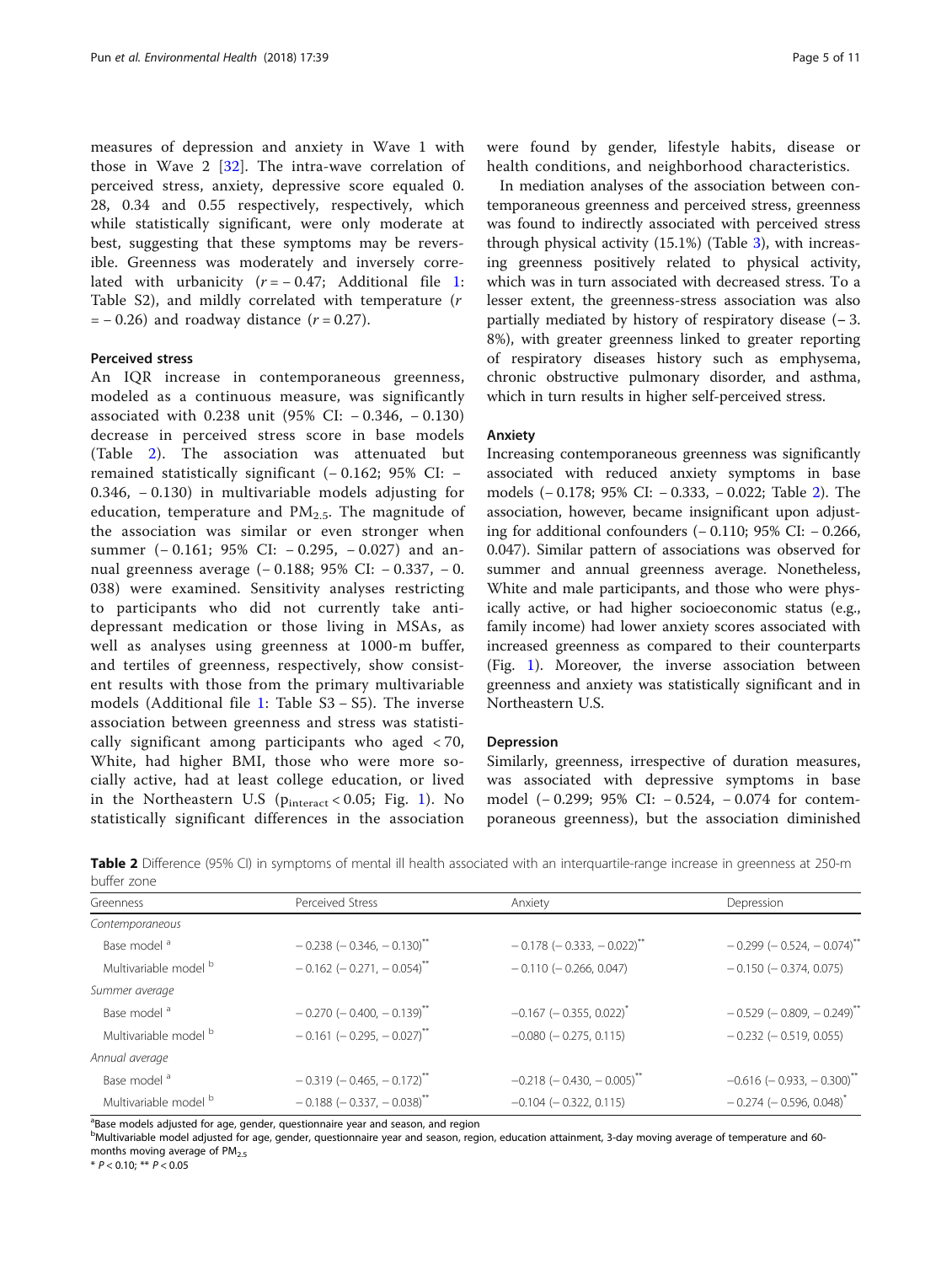measures of depression and anxiety in Wave 1 with those in Wave 2 [32]. The intra-wave correlation of perceived stress, anxiety, depressive score equaled 0.28, 0.34 and 0.55 respectively, respectively, which while statistically significant, were only moderate at best, suggesting that these symptoms may be reversible. Greenness was moderately and inversely correlated with urbanicity ($r = -0.47$; Additional file 1: Table S2), and mildly correlated with temperature ($r = -0.26$) and roadway distance ($r = 0.27$).

### Perceived stress

An IQR increase in contemporaneous greenness, modeled as a continuous measure, was significantly associated with 0.238 unit (95% CI: − 0.346, − 0.130) decrease in perceived stress score in base models (Table 2). The association was attenuated but remained statistically significant (− 0.162; 95% CI: − 0.346, − 0.130) in multivariable models adjusting for education, temperature and $PM_{2.5}$. The magnitude of the association was similar or even stronger when summer (− 0.161; 95% CI: − 0.295, − 0.027) and annual greenness average (− 0.188; 95% CI: − 0.337, − 0.038) were examined. Sensitivity analyses restricting to participants who did not currently take anti-depressant medication or those living in MSAs, as well as analyses using greenness at 1000-m buffer, and tertiles of greenness, respectively, show consistent results with those from the primary multivariable models (Additional file 1: Table S3 – S5). The inverse association between greenness and stress was statistically significant among participants who aged < 70, White, had higher BMI, those who were more socially active, had at least college education, or lived in the Northeastern U.S ($p_{interact} < 0.05$; Fig. 1). No statistically significant differences in the association were found by gender, lifestyle habits, disease or health conditions, and neighborhood characteristics.

In mediation analyses of the association between contemporaneous greenness and perceived stress, greenness was found to indirectly associated with perceived stress through physical activity (15.1%) (Table 3), with increasing greenness positively related to physical activity, which was in turn associated with decreased stress. To a lesser extent, the greenness-stress association was also partially mediated by history of respiratory disease (− 3.8%), with greater greenness linked to greater reporting of respiratory diseases history such as emphysema, chronic obstructive pulmonary disorder, and asthma, which in turn results in higher self-perceived stress.

### Anxiety

Increasing contemporaneous greenness was significantly associated with reduced anxiety symptoms in base models (− 0.178; 95% CI: − 0.333, − 0.022; Table 2). The association, however, became insignificant upon adjusting for additional confounders (− 0.110; 95% CI: − 0.266, 0.047). Similar pattern of associations was observed for summer and annual greenness average. Nonetheless, White and male participants, and those who were physically active, or had higher socioeconomic status (e.g., family income) had lower anxiety scores associated with increased greenness as compared to their counterparts (Fig. 1). Moreover, the inverse association between greenness and anxiety was statistically significant and in Northeastern U.S.

### Depression

Similarly, greenness, irrespective of duration measures, was associated with depressive symptoms in base model (− 0.299; 95% CI: − 0.524, − 0.074 for contemporaneous greenness), but the association diminished

**Table 2** Difference (95% CI) in symptoms of mental ill health associated with an interquartile-range increase in greenness at 250-m buffer zone

| Greenness | Perceived Stress | Anxiety | Depression |
|---|---|---|---|
| *Contemporaneous* | | | |
| Base model [a] | − 0.238 (− 0.346, − 0.130)** | − 0.178 (− 0.333, − 0.022)** | − 0.299 (− 0.524, − 0.074)** |
| Multivariable model [b] | − 0.162 (− 0.271, − 0.054)** | − 0.110 (− 0.266, 0.047) | − 0.150 (− 0.374, 0.075) |
| *Summer average* | | | |
| Base model [a] | − 0.270 (− 0.400, − 0.139)** | −0.167 (− 0.355, 0.022)* | − 0.529 (− 0.809, − 0.249)** |
| Multivariable model [b] | − 0.161 (− 0.295, − 0.027)** | −0.080 (− 0.275, 0.115) | − 0.232 (− 0.519, 0.055) |
| *Annual average* | | | |
| Base model [a] | − 0.319 (− 0.465, − 0.172)** | −0.218 (− 0.430, − 0.005)** | −0.616 (− 0.933, − 0.300)** |
| Multivariable model [b] | − 0.188 (− 0.337, − 0.038)** | −0.104 (− 0.322, 0.115) | − 0.274 (− 0.596, 0.048)* |

[a]Base models adjusted for age, gender, questionnaire year and season, and region

[b]Multivariable model adjusted for age, gender, questionnaire year and season, region, education attainment, 3-day moving average of temperature and 60-months moving average of $PM_{2.5}$

* $P < 0.10$; ** $P < 0.05$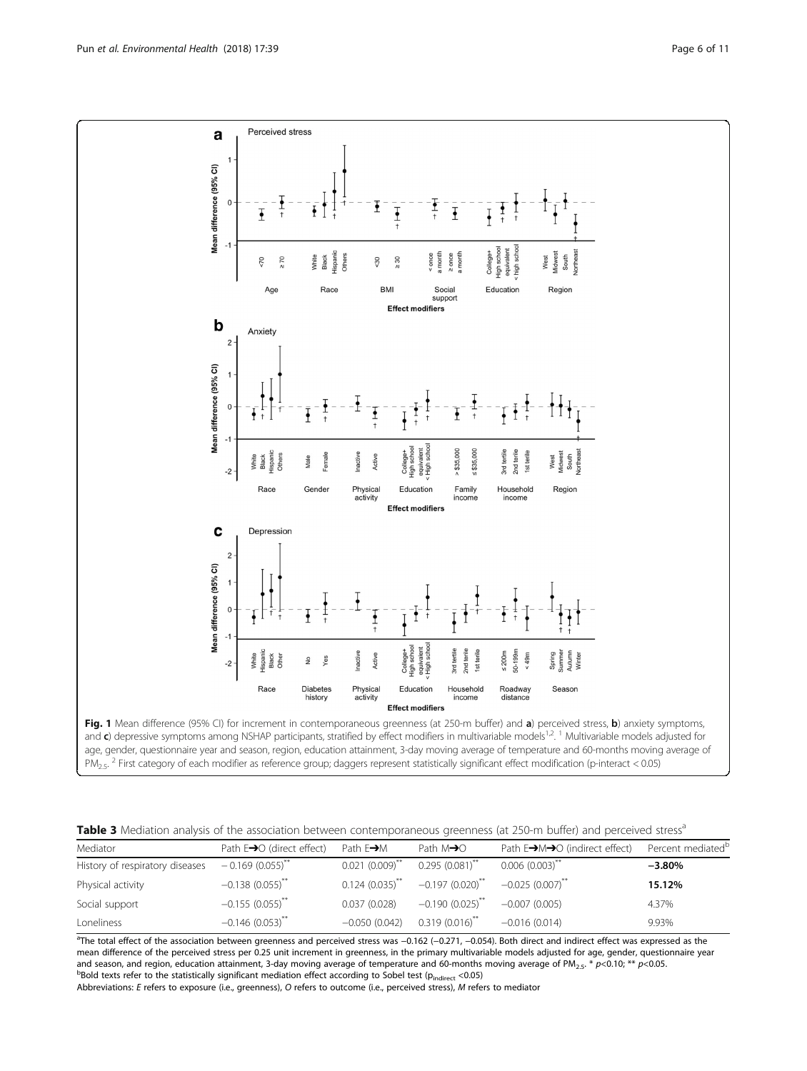**Fig. 1** Mean difference (95% CI) for increment in contemporaneous greenness (at 250-m buffer) and **a**) perceived stress, **b**) anxiety symptoms, and **c**) depressive symptoms among NSHAP participants, stratified by effect modifiers in multivariable models[1,2]. [1] Multivariable models adjusted for age, gender, questionnaire year and season, region, education attainment, 3-day moving average of temperature and 60-months moving average of $PM_{2.5}$. [2] First category of each modifier as reference group; daggers represent statistically significant effect modification (p-interact < 0.05)

**Table 3** Mediation analysis of the association between contemporaneous greenness (at 250-m buffer) and perceived stress[a]

| Mediator | Path E→O (direct effect) | Path E→M | Path M→O | Path E→M→O (indirect effect) | Percent mediated[b] |
|---|---|---|---|---|---|
| History of respiratory diseases | −0.169 (0.055)** | 0.021 (0.009)** | 0.295 (0.081)** | 0.006 (0.003)** | **−3.80%** |
| Physical activity | −0.138 (0.055)** | 0.124 (0.035)** | −0.197 (0.020)** | −0.025 (0.007)** | **15.12%** |
| Social support | −0.155 (0.055)** | 0.037 (0.028) | −0.190 (0.025)** | −0.007 (0.005) | 4.37% |
| Loneliness | −0.146 (0.053)** | −0.050 (0.042) | 0.319 (0.016)** | −0.016 (0.014) | 9.93% |

[a]The total effect of the association between greenness and perceived stress was −0.162 (−0.271, −0.054). Both direct and indirect effect was expressed as the mean difference of the perceived stress per 0.25 unit increment in greenness, in the primary multivariable models adjusted for age, gender, questionnaire year and season, and region, education attainment, 3-day moving average of temperature and 60-months moving average of $PM_{2.5}$. * $p<0.10$; ** $p<0.05$.
[b]Bold texts refer to the statistically significant mediation effect according to Sobel test ($p_{indirect} < 0.05$)

Abbreviations: *E* refers to exposure (i.e., greenness), *O* refers to outcome (i.e., perceived stress), *M* refers to mediator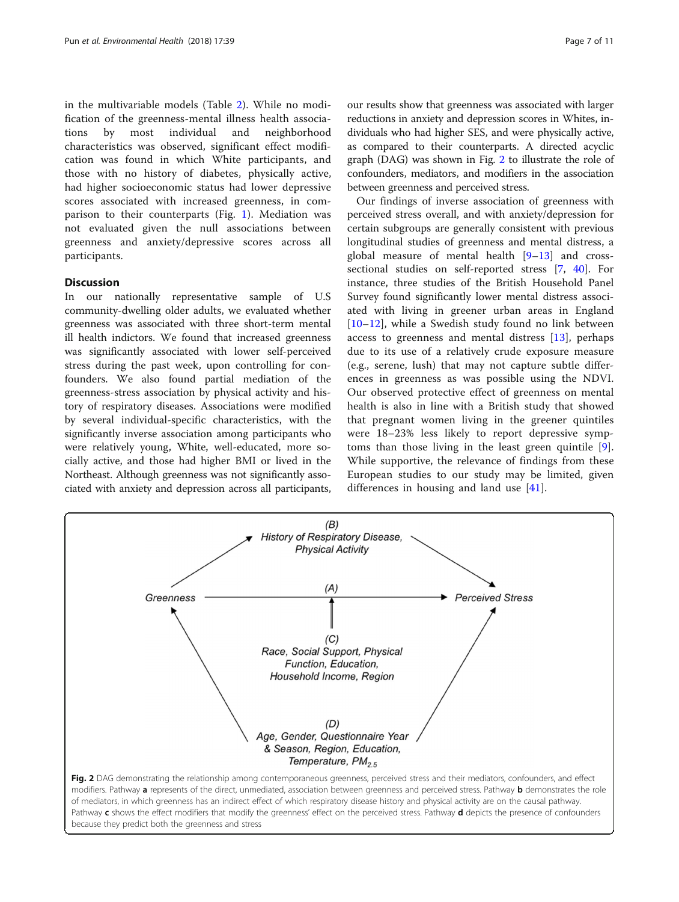in the multivariable models (Table 2). While no modification of the greenness-mental illness health associations by most individual and neighborhood characteristics was observed, significant effect modification was found in which White participants, and those with no history of diabetes, physically active, had higher socioeconomic status had lower depressive scores associated with increased greenness, in comparison to their counterparts (Fig. 1). Mediation was not evaluated given the null associations between greenness and anxiety/depressive scores across all participants.

## Discussion

In our nationally representative sample of U.S community-dwelling older adults, we evaluated whether greenness was associated with three short-term mental ill health indictors. We found that increased greenness was significantly associated with lower self-perceived stress during the past week, upon controlling for confounders. We also found partial mediation of the greenness-stress association by physical activity and history of respiratory diseases. Associations were modified by several individual-specific characteristics, with the significantly inverse association among participants who were relatively young, White, well-educated, more socially active, and those had higher BMI or lived in the Northeast. Although greenness was not significantly associated with anxiety and depression across all participants, our results show that greenness was associated with larger reductions in anxiety and depression scores in Whites, individuals who had higher SES, and were physically active, as compared to their counterparts. A directed acyclic graph (DAG) was shown in Fig. 2 to illustrate the role of confounders, mediators, and modifiers in the association between greenness and perceived stress.

Our findings of inverse association of greenness with perceived stress overall, and with anxiety/depression for certain subgroups are generally consistent with previous longitudinal studies of greenness and mental distress, a global measure of mental health [9–13] and cross-sectional studies on self-reported stress [7, 40]. For instance, three studies of the British Household Panel Survey found significantly lower mental distress associated with living in greener urban areas in England [10–12], while a Swedish study found no link between access to greenness and mental distress [13], perhaps due to its use of a relatively crude exposure measure (e.g., serene, lush) that may not capture subtle differences in greenness as was possible using the NDVI. Our observed protective effect of greenness on mental health is also in line with a British study that showed that pregnant women living in the greener quintiles were 18–23% less likely to report depressive symptoms than those living in the least green quintile [9]. While supportive, the relevance of findings from these European studies to our study may be limited, given differences in housing and land use [41].

(B) History of Respiratory Disease, Physical Activity

Greenness —(A)→ Perceived Stress

(C) Race, Social Support, Physical Function, Education, Household Income, Region

(D) Age, Gender, Questionnaire Year & Season, Region, Education, Temperature, $PM_{2.5}$

**Fig. 2** DAG demonstrating the relationship among contemporaneous greenness, perceived stress and their mediators, confounders, and effect modifiers. Pathway **a** represents of the direct, unmediated, association between greenness and perceived stress. Pathway **b** demonstrates the role of mediators, in which greenness has an indirect effect of which respiratory disease history and physical activity are on the causal pathway. Pathway **c** shows the effect modifiers that modify the greenness' effect on the perceived stress. Pathway **d** depicts the presence of confounders because they predict both the greenness and stress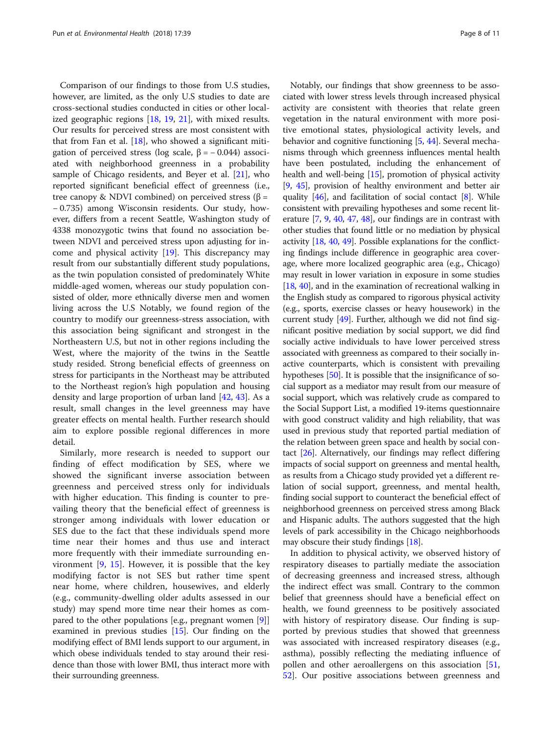Comparison of our findings to those from U.S studies, however, are limited, as the only U.S studies to date are cross-sectional studies conducted in cities or other localized geographic regions [18, 19, 21], with mixed results. Our results for perceived stress are most consistent with that from Fan et al. [18], who showed a significant mitigation of perceived stress (log scale, β = − 0.044) associated with neighborhood greenness in a probability sample of Chicago residents, and Beyer et al. [21], who reported significant beneficial effect of greenness (i.e., tree canopy & NDVI combined) on perceived stress (β = − 0.735) among Wisconsin residents. Our study, however, differs from a recent Seattle, Washington study of 4338 monozygotic twins that found no association between NDVI and perceived stress upon adjusting for income and physical activity [19]. This discrepancy may result from our substantially different study populations, as the twin population consisted of predominately White middle-aged women, whereas our study population consisted of older, more ethnically diverse men and women living across the U.S Notably, we found region of the country to modify our greenness-stress association, with this association being significant and strongest in the Northeastern U.S, but not in other regions including the West, where the majority of the twins in the Seattle study resided. Strong beneficial effects of greenness on stress for participants in the Northeast may be attributed to the Northeast region's high population and housing density and large proportion of urban land [42, 43]. As a result, small changes in the level greenness may have greater effects on mental health. Further research should aim to explore possible regional differences in more detail.

Similarly, more research is needed to support our finding of effect modification by SES, where we showed the significant inverse association between greenness and perceived stress only for individuals with higher education. This finding is counter to prevailing theory that the beneficial effect of greenness is stronger among individuals with lower education or SES due to the fact that these individuals spend more time near their homes and thus use and interact more frequently with their immediate surrounding environment [9, 15]. However, it is possible that the key modifying factor is not SES but rather time spent near home, where children, housewives, and elderly (e.g., community-dwelling older adults assessed in our study) may spend more time near their homes as compared to the other populations [e.g., pregnant women [9]] examined in previous studies [15]. Our finding on the modifying effect of BMI lends support to our argument, in which obese individuals tended to stay around their residence than those with lower BMI, thus interact more with their surrounding greenness.

Notably, our findings that show greenness to be associated with lower stress levels through increased physical activity are consistent with theories that relate green vegetation in the natural environment with more positive emotional states, physiological activity levels, and behavior and cognitive functioning [5, 44]. Several mechanisms through which greenness influences mental health have been postulated, including the enhancement of health and well-being [15], promotion of physical activity [9, 45], provision of healthy environment and better air quality [46], and facilitation of social contact [8]. While consistent with prevailing hypotheses and some recent literature [7, 9, 40, 47, 48], our findings are in contrast with other studies that found little or no mediation by physical activity [18, 40, 49]. Possible explanations for the conflicting findings include difference in geographic area coverage, where more localized geographic area (e.g., Chicago) may result in lower variation in exposure in some studies [18, 40], and in the examination of recreational walking in the English study as compared to rigorous physical activity (e.g., sports, exercise classes or heavy housework) in the current study [49]. Further, although we did not find significant positive mediation by social support, we did find socially active individuals to have lower perceived stress associated with greenness as compared to their socially inactive counterparts, which is consistent with prevailing hypotheses [50]. It is possible that the insignificance of social support as a mediator may result from our measure of social support, which was relatively crude as compared to the Social Support List, a modified 19-items questionnaire with good construct validity and high reliability, that was used in previous study that reported partial mediation of the relation between green space and health by social contact [26]. Alternatively, our findings may reflect differing impacts of social support on greenness and mental health, as results from a Chicago study provided yet a different relation of social support, greenness, and mental health, finding social support to counteract the beneficial effect of neighborhood greenness on perceived stress among Black and Hispanic adults. The authors suggested that the high levels of park accessibility in the Chicago neighborhoods may obscure their study findings [18].

In addition to physical activity, we observed history of respiratory diseases to partially mediate the association of decreasing greenness and increased stress, although the indirect effect was small. Contrary to the common belief that greenness should have a beneficial effect on health, we found greenness to be positively associated with history of respiratory disease. Our finding is supported by previous studies that showed that greenness was associated with increased respiratory diseases (e.g., asthma), possibly reflecting the mediating influence of pollen and other aeroallergens on this association [51, 52]. Our positive associations between greenness and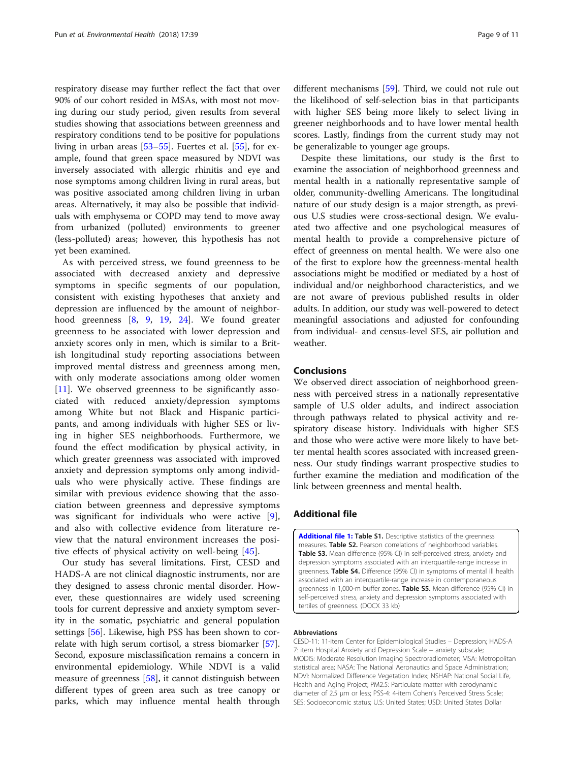respiratory disease may further reflect the fact that over 90% of our cohort resided in MSAs, with most not moving during our study period, given results from several studies showing that associations between greenness and respiratory conditions tend to be positive for populations living in urban areas [53–55]. Fuertes et al. [55], for example, found that green space measured by NDVI was inversely associated with allergic rhinitis and eye and nose symptoms among children living in rural areas, but was positive associated among children living in urban areas. Alternatively, it may also be possible that individuals with emphysema or COPD may tend to move away from urbanized (polluted) environments to greener (less-polluted) areas; however, this hypothesis has not yet been examined.

As with perceived stress, we found greenness to be associated with decreased anxiety and depressive symptoms in specific segments of our population, consistent with existing hypotheses that anxiety and depression are influenced by the amount of neighborhood greenness [8, 9, 19, 24]. We found greater greenness to be associated with lower depression and anxiety scores only in men, which is similar to a British longitudinal study reporting associations between improved mental distress and greenness among men, with only moderate associations among older women [11]. We observed greenness to be significantly associated with reduced anxiety/depression symptoms among White but not Black and Hispanic participants, and among individuals with higher SES or living in higher SES neighborhoods. Furthermore, we found the effect modification by physical activity, in which greater greenness was associated with improved anxiety and depression symptoms only among individuals who were physically active. These findings are similar with previous evidence showing that the association between greenness and depressive symptoms was significant for individuals who were active [9], and also with collective evidence from literature review that the natural environment increases the positive effects of physical activity on well-being [45].

Our study has several limitations. First, CESD and HADS-A are not clinical diagnostic instruments, nor are they designed to assess chronic mental disorder. However, these questionnaires are widely used screening tools for current depressive and anxiety symptom severity in the somatic, psychiatric and general population settings [56]. Likewise, high PSS has been shown to correlate with high serum cortisol, a stress biomarker [57]. Second, exposure misclassification remains a concern in environmental epidemiology. While NDVI is a valid measure of greenness [58], it cannot distinguish between different types of green area such as tree canopy or parks, which may influence mental health through different mechanisms [59]. Third, we could not rule out the likelihood of self-selection bias in that participants with higher SES being more likely to select living in greener neighborhoods and to have lower mental health scores. Lastly, findings from the current study may not be generalizable to younger age groups.

Despite these limitations, our study is the first to examine the association of neighborhood greenness and mental health in a nationally representative sample of older, community-dwelling Americans. The longitudinal nature of our study design is a major strength, as previous U.S studies were cross-sectional design. We evaluated two affective and one psychological measures of mental health to provide a comprehensive picture of effect of greenness on mental health. We were also one of the first to explore how the greenness-mental health associations might be modified or mediated by a host of individual and/or neighborhood characteristics, and we are not aware of previous published results in older adults. In addition, our study was well-powered to detect meaningful associations and adjusted for confounding from individual- and census-level SES, air pollution and weather.

## Conclusions

We observed direct association of neighborhood greenness with perceived stress in a nationally representative sample of U.S older adults, and indirect association through pathways related to physical activity and respiratory disease history. Individuals with higher SES and those who were active were more likely to have better mental health scores associated with increased greenness. Our study findings warrant prospective studies to further examine the mediation and modification of the link between greenness and mental health.

## Additional file

**Additional file 1: Table S1.** Descriptive statistics of the greenness measures. **Table S2.** Pearson correlations of neighborhood variables. **Table S3.** Mean difference (95% CI) in self-perceived stress, anxiety and depression symptoms associated with an interquartile-range increase in greenness. **Table S4.** Difference (95% CI) in symptoms of mental ill health associated with an interquartile-range increase in contemporaneous greenness in 1,000-m buffer zones. **Table S5.** Mean difference (95% CI) in self-perceived stress, anxiety and depression symptoms associated with tertiles of greenness. (DOCX 33 kb)

#### Abbreviations

CESD-11: 11-item Center for Epidemiological Studies – Depression; HADS-A 7: item Hospital Anxiety and Depression Scale – anxiety subscale; MODIS: Moderate Resolution Imaging Spectroradiometer; MSA: Metropolitan statistical area; NASA: The National Aeronautics and Space Administration; NDVI: Normalized Difference Vegetation Index; NSHAP: National Social Life, Health and Aging Project; PM2.5: Particulate matter with aerodynamic diameter of 2.5 μm or less; PSS-4: 4-item Cohen's Perceived Stress Scale; SES: Socioeconomic status; U.S: United States; USD: United States Dollar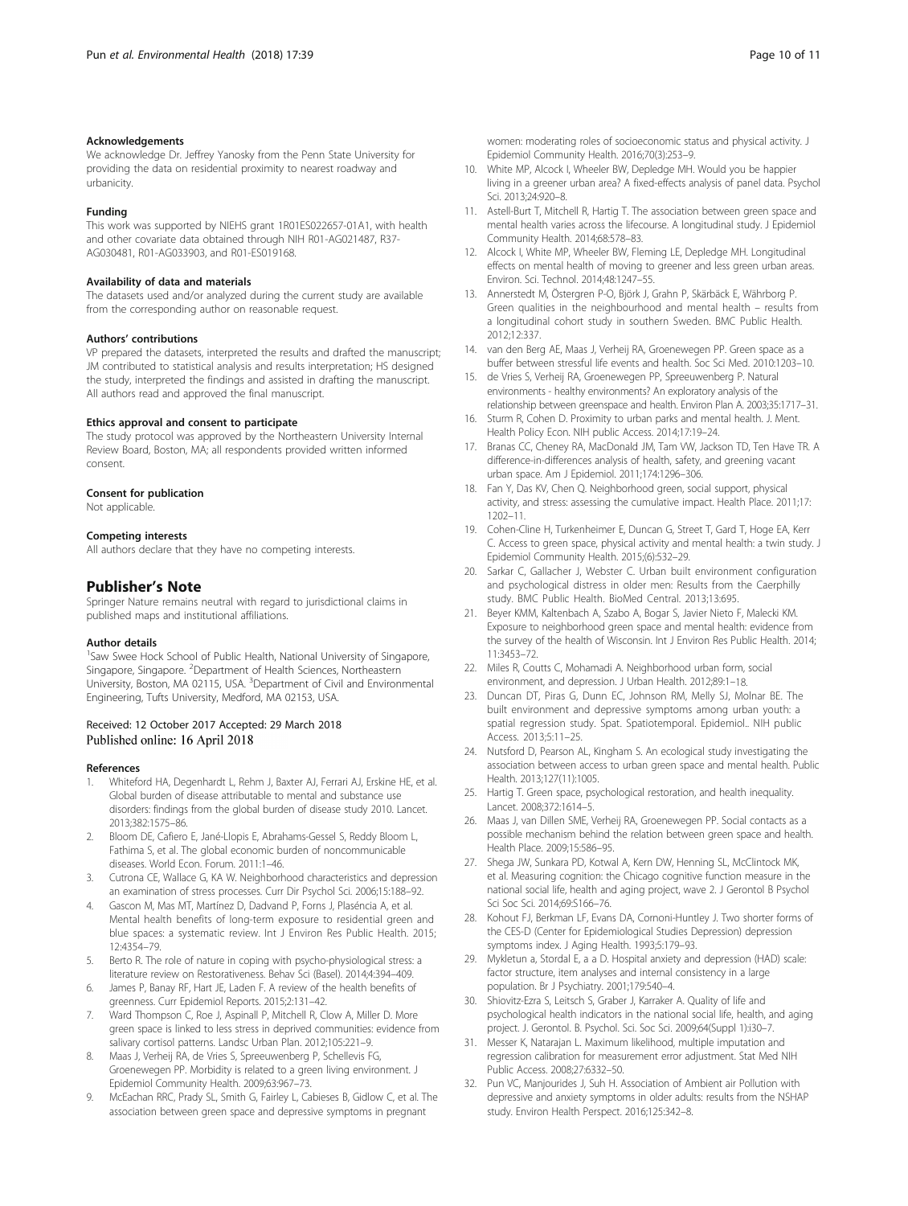#### Acknowledgements

We acknowledge Dr. Jeffrey Yanosky from the Penn State University for providing the data on residential proximity to nearest roadway and urbanicity.

#### Funding

This work was supported by NIEHS grant 1R01ES022657-01A1, with health and other covariate data obtained through NIH R01-AG021487, R37-AG030481, R01-AG033903, and R01-ES019168.

#### Availability of data and materials

The datasets used and/or analyzed during the current study are available from the corresponding author on reasonable request.

#### Authors' contributions

VP prepared the datasets, interpreted the results and drafted the manuscript; JM contributed to statistical analysis and results interpretation; HS designed the study, interpreted the findings and assisted in drafting the manuscript. All authors read and approved the final manuscript.

#### Ethics approval and consent to participate

The study protocol was approved by the Northeastern University Internal Review Board, Boston, MA; all respondents provided written informed consent.

#### Consent for publication

Not applicable.

#### Competing interests

All authors declare that they have no competing interests.

## Publisher's Note

Springer Nature remains neutral with regard to jurisdictional claims in published maps and institutional affiliations.

#### Author details

[1]Saw Swee Hock School of Public Health, National University of Singapore, Singapore, Singapore. [2]Department of Health Sciences, Northeastern University, Boston, MA 02115, USA. [3]Department of Civil and Environmental Engineering, Tufts University, Medford, MA 02153, USA.

Received: 12 October 2017 Accepted: 29 March 2018
Published online: 16 April 2018

#### References

1. Whiteford HA, Degenhardt L, Rehm J, Baxter AJ, Ferrari AJ, Erskine HE, et al. Global burden of disease attributable to mental and substance use disorders: findings from the global burden of disease study 2010. Lancet. 2013;382:1575–86.
2. Bloom DE, Cafiero E, Jané-Llopis E, Abrahams-Gessel S, Reddy Bloom L, Fathima S, et al. The global economic burden of noncommunicable diseases. World Econ. Forum. 2011:1–46.
3. Cutrona CE, Wallace G, KA W. Neighborhood characteristics and depression an examination of stress processes. Curr Dir Psychol Sci. 2006;15:188–92.
4. Gascon M, Mas MT, Martínez D, Dadvand P, Forns J, Plasència A, et al. Mental health benefits of long-term exposure to residential green and blue spaces: a systematic review. Int J Environ Res Public Health. 2015; 12:4354–79.
5. Berto R. The role of nature in coping with psycho-physiological stress: a literature review on Restorativeness. Behav Sci (Basel). 2014;4:394–409.
6. James P, Banay RF, Hart JE, Laden F. A review of the health benefits of greenness. Curr Epidemiol Reports. 2015;2:131–42.
7. Ward Thompson C, Roe J, Aspinall P, Mitchell R, Clow A, Miller D. More green space is linked to less stress in deprived communities: evidence from salivary cortisol patterns. Landsc Urban Plan. 2012;105:221–9.
8. Maas J, Verheij RA, de Vries S, Spreeuwenberg P, Schellevis FG, Groenewegen PP. Morbidity is related to a green living environment. J Epidemiol Community Health. 2009;63:967–73.
9. McEachan RRC, Prady SL, Smith G, Fairley L, Cabieses B, Gidlow C, et al. The association between green space and depressive symptoms in pregnant women: moderating roles of socioeconomic status and physical activity. J Epidemiol Community Health. 2016;70(3):253–9.
10. White MP, Alcock I, Wheeler BW, Depledge MH. Would you be happier living in a greener urban area? A fixed-effects analysis of panel data. Psychol Sci. 2013;24:920–8.
11. Astell-Burt T, Mitchell R, Hartig T. The association between green space and mental health varies across the lifecourse. A longitudinal study. J Epidemiol Community Health. 2014;68:578–83.
12. Alcock I, White MP, Wheeler BW, Fleming LE, Depledge MH. Longitudinal effects on mental health of moving to greener and less green urban areas. Environ. Sci. Technol. 2014;48:1247–55.
13. Annerstedt M, Östergren P-O, Björk J, Grahn P, Skärbäck E, Währborg P. Green qualities in the neighbourhood and mental health – results from a longitudinal cohort study in southern Sweden. BMC Public Health. 2012;12:337.
14. van den Berg AE, Maas J, Verheij RA, Groenewegen PP. Green space as a buffer between stressful life events and health. Soc Sci Med. 2010:1203–10.
15. de Vries S, Verheij RA, Groenewegen PP, Spreeuwenberg P. Natural environments - healthy environments? An exploratory analysis of the relationship between greenspace and health. Environ Plan A. 2003;35:1717–31.
16. Sturm R, Cohen D. Proximity to urban parks and mental health. J. Ment. Health Policy Econ. NIH public Access. 2014;17:19–24.
17. Branas CC, Cheney RA, MacDonald JM, Tam VW, Jackson TD, Ten Have TR. A difference-in-differences analysis of health, safety, and greening vacant urban space. Am J Epidemiol. 2011;174:1296–306.
18. Fan Y, Das KV, Chen Q. Neighborhood green, social support, physical activity, and stress: assessing the cumulative impact. Health Place. 2011;17: 1202–11.
19. Cohen-Cline H, Turkenheimer E, Duncan G, Street T, Gard T, Hoge EA, Kerr C. Access to green space, physical activity and mental health: a twin study. J Epidemiol Community Health. 2015;(6):532–29.
20. Sarkar C, Gallacher J, Webster C. Urban built environment configuration and psychological distress in older men: Results from the Caerphilly study. BMC Public Health. BioMed Central. 2013;13:695.
21. Beyer KMM, Kaltenbach A, Szabo A, Bogar S, Javier Nieto F, Malecki KM. Exposure to neighborhood green space and mental health: evidence from the survey of the health of Wisconsin. Int J Environ Res Public Health. 2014; 11:3453–72.
22. Miles R, Coutts C, Mohamadi A. Neighborhood urban form, social environment, and depression. J Urban Health. 2012;89:1–18.
23. Duncan DT, Piras G, Dunn EC, Johnson RM, Melly SJ, Molnar BE. The built environment and depressive symptoms among urban youth: a spatial regression study. Spat. Spatiotemporal. Epidemiol.. NIH public Access. 2013;5:11–25.
24. Nutsford D, Pearson AL, Kingham S. An ecological study investigating the association between access to urban green space and mental health. Public Health. 2013;127(11):1005.
25. Hartig T. Green space, psychological restoration, and health inequality. Lancet. 2008;372:1614–5.
26. Maas J, van Dillen SME, Verheij RA, Groenewegen PP. Social contacts as a possible mechanism behind the relation between green space and health. Health Place. 2009;15:586–95.
27. Shega JW, Sunkara PD, Kotwal A, Kern DW, Henning SL, McClintock MK, et al. Measuring cognition: the Chicago cognitive function measure in the national social life, health and aging project, wave 2. J Gerontol B Psychol Sci Soc Sci. 2014;69:S166–76.
28. Kohout FJ, Berkman LF, Evans DA, Cornoni-Huntley J. Two shorter forms of the CES-D (Center for Epidemiological Studies Depression) depression symptoms index. J Aging Health. 1993;5:179–93.
29. Mykletun a, Stordal E, a a D. Hospital anxiety and depression (HAD) scale: factor structure, item analyses and internal consistency in a large population. Br J Psychiatry. 2001;179:540–4.
30. Shiovitz-Ezra S, Leitsch S, Graber J, Karraker A. Quality of life and psychological health indicators in the national social life, health, and aging project. J. Gerontol. B. Psychol. Sci. Soc Sci. 2009;64(Suppl 1):i30–7.
31. Messer K, Natarajan L. Maximum likelihood, multiple imputation and regression calibration for measurement error adjustment. Stat Med NIH Public Access. 2008;27:6332–50.
32. Pun VC, Manjourides J, Suh H. Association of Ambient air Pollution with depressive and anxiety symptoms in older adults: results from the NSHAP study. Environ Health Perspect. 2016;125:342–8.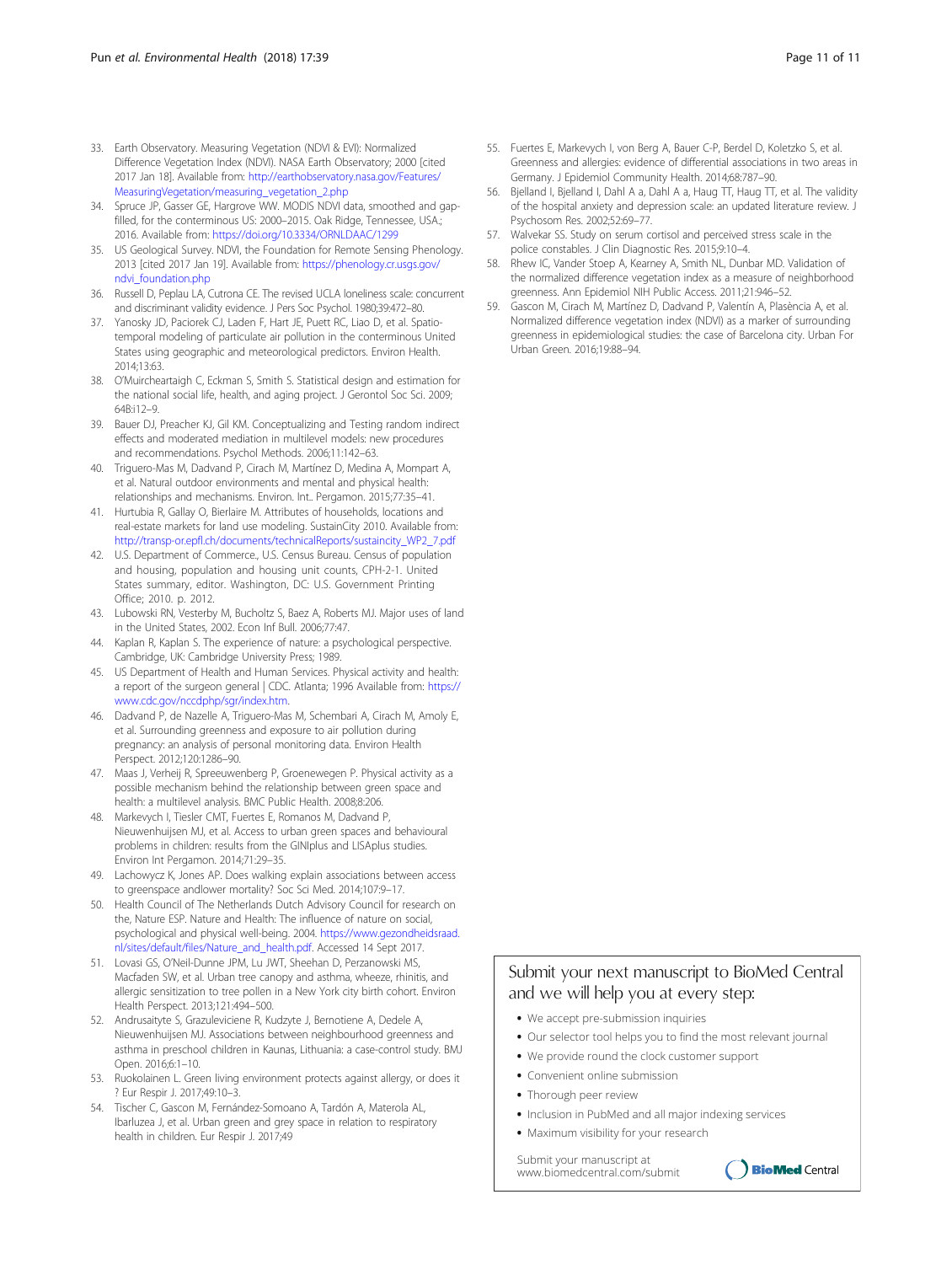33. Earth Observatory. Measuring Vegetation (NDVI & EVI): Normalized Difference Vegetation Index (NDVI). NASA Earth Observatory; 2000 [cited 2017 Jan 18]. Available from: http://earthobservatory.nasa.gov/Features/MeasuringVegetation/measuring_vegetation_2.php
34. Spruce JP, Gasser GE, Hargrove WW. MODIS NDVI data, smoothed and gap-filled, for the conterminous US: 2000–2015. Oak Ridge, Tennessee, USA.; 2016. Available from: https://doi.org/10.3334/ORNLDAAC/1299
35. US Geological Survey. NDVI, the Foundation for Remote Sensing Phenology. 2013 [cited 2017 Jan 19]. Available from: https://phenology.cr.usgs.gov/ndvi_foundation.php
36. Russell D, Peplau LA, Cutrona CE. The revised UCLA loneliness scale: concurrent and discriminant validity evidence. J Pers Soc Psychol. 1980;39:472–80.
37. Yanosky JD, Paciorek CJ, Laden F, Hart JE, Puett RC, Liao D, et al. Spatio-temporal modeling of particulate air pollution in the conterminous United States using geographic and meteorological predictors. Environ Health. 2014;13:63.
38. O'Muircheartaigh C, Eckman S, Smith S. Statistical design and estimation for the national social life, health, and aging project. J Gerontol Soc Sci. 2009; 64B:i12–9.
39. Bauer DJ, Preacher KJ, Gil KM. Conceptualizing and Testing random indirect effects and moderated mediation in multilevel models: new procedures and recommendations. Psychol Methods. 2006;11:142–63.
40. Triguero-Mas M, Dadvand P, Cirach M, Martínez D, Medina A, Mompart A, et al. Natural outdoor environments and mental and physical health: relationships and mechanisms. Environ. Int.. Pergamon. 2015;77:35–41.
41. Hurtubia R, Gallay O, Bierlaire M. Attributes of households, locations and real-estate markets for land use modeling. SustainCity 2010. Available from: http://transp-or.epfl.ch/documents/technicalReports/sustaincity_WP2_7.pdf
42. U.S. Department of Commerce., U.S. Census Bureau. Census of population and housing, population and housing unit counts, CPH-2-1. United States summary, editor. Washington, DC: U.S. Government Printing Office; 2010. p. 2012.
43. Lubowski RN, Vesterby M, Bucholtz S, Baez A, Roberts MJ. Major uses of land in the United States, 2002. Econ Inf Bull. 2006;77:47.
44. Kaplan R, Kaplan S. The experience of nature: a psychological perspective. Cambridge, UK: Cambridge University Press; 1989.
45. US Department of Health and Human Services. Physical activity and health: a report of the surgeon general | CDC. Atlanta; 1996 Available from: https://www.cdc.gov/nccdphp/sgr/index.htm.
46. Dadvand P, de Nazelle A, Triguero-Mas M, Schembari A, Cirach M, Amoly E, et al. Surrounding greenness and exposure to air pollution during pregnancy: an analysis of personal monitoring data. Environ Health Perspect. 2012;120:1286–90.
47. Maas J, Verheij R, Spreeuwenberg P, Groenewegen P. Physical activity as a possible mechanism behind the relationship between green space and health: a multilevel analysis. BMC Public Health. 2008;8:206.
48. Markevych I, Tiesler CMT, Fuertes E, Romanos M, Dadvand P, Nieuwenhuijsen MJ, et al. Access to urban green spaces and behavioural problems in children: results from the GINIplus and LISAplus studies. Environ Int Pergamon. 2014;71:29–35.
49. Lachowycz K, Jones AP. Does walking explain associations between access to greenspace andlower mortality? Soc Sci Med. 2014;107:9–17.
50. Health Council of The Netherlands Dutch Advisory Council for research on the, Nature ESP. Nature and Health: The influence of nature on social, psychological and physical well-being. 2004. https://www.gezondheidsraad.nl/sites/default/files/Nature_and_health.pdf. Accessed 14 Sept 2017.
51. Lovasi GS, O'Neil-Dunne JPM, Lu JWT, Sheehan D, Perzanowski MS, Macfaden SW, et al. Urban tree canopy and asthma, wheeze, rhinitis, and allergic sensitization to tree pollen in a New York city birth cohort. Environ Health Perspect. 2013;121:494–500.
52. Andrusaityte S, Grazuleviciene R, Kudzyte J, Bernotiene A, Dedele A, Nieuwenhuijsen MJ. Associations between neighbourhood greenness and asthma in preschool children in Kaunas, Lithuania: a case-control study. BMJ Open. 2016;6:1–10.
53. Ruokolainen L. Green living environment protects against allergy, or does it ? Eur Respir J. 2017;49:10–3.
54. Tischer C, Gascon M, Fernández-Somoano A, Tardón A, Materola AL, Ibarluzea J, et al. Urban green and grey space in relation to respiratory health in children. Eur Respir J. 2017;49
55. Fuertes E, Markevych I, von Berg A, Bauer C-P, Berdel D, Koletzko S, et al. Greenness and allergies: evidence of differential associations in two areas in Germany. J Epidemiol Community Health. 2014;68:787–90.
56. Bjelland I, Bjelland I, Dahl A a, Dahl A a, Haug TT, Haug TT, et al. The validity of the hospital anxiety and depression scale: an updated literature review. J Psychosom Res. 2002;52:69–77.
57. Walvekar SS. Study on serum cortisol and perceived stress scale in the police constables. J Clin Diagnostic Res. 2015;9:10–4.
58. Rhew IC, Vander Stoep A, Kearney A, Smith NL, Dunbar MD. Validation of the normalized difference vegetation index as a measure of neighborhood greenness. Ann Epidemiol NIH Public Access. 2011;21:946–52.
59. Gascon M, Cirach M, Martínez D, Dadvand P, Valentín A, Plasència A, et al. Normalized difference vegetation index (NDVI) as a marker of surrounding greenness in epidemiological studies: the case of Barcelona city. Urban For Urban Green. 2016;19:88–94.

Submit your next manuscript to BioMed Central and we will help you at every step:

- We accept pre-submission inquiries
- Our selector tool helps you to find the most relevant journal
- We provide round the clock customer support
- Convenient online submission
- Thorough peer review
- Inclusion in PubMed and all major indexing services
- Maximum visibility for your research

Submit your manuscript at
www.biomedcentral.com/submit

BioMed Central